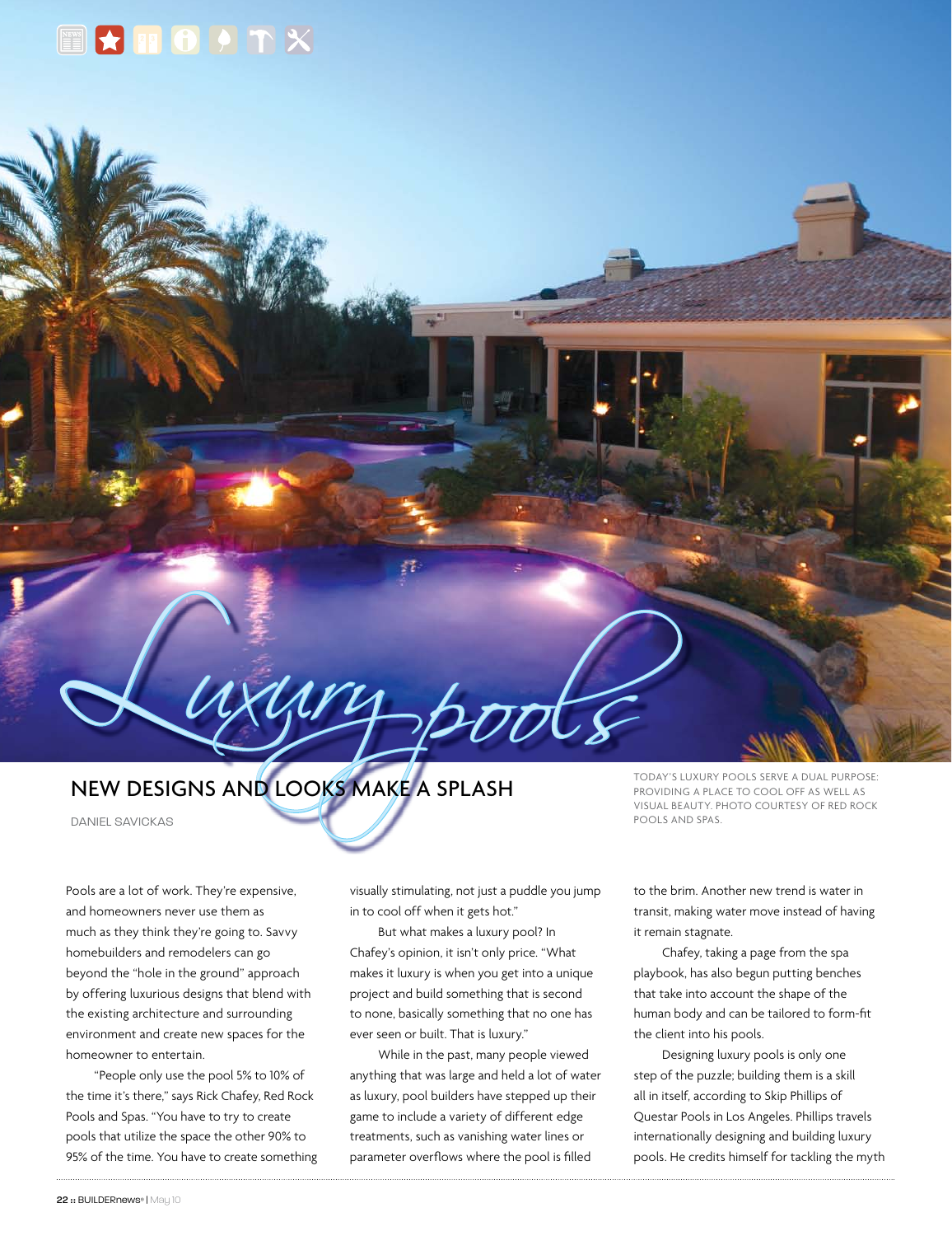# Luxury pools

## NEW DESIGNS AND LOOKS MAKE A SPLASH

DANIEL SAVICKAS

TODAY'S LUXURY POOLS SERVE A DUAL PURPOSE: PROVIDING A PLACE TO COOL OFF AS WELL AS VISUAL BEAUTY. PHOTO COURTESY OF RED ROCK POOLS AND SPAS.

Pools are a lot of work. They're expensive, and homeowners never use them as much as they think they're going to. Savvy homebuilders and remodelers can go beyond the "hole in the ground" approach by offering luxurious designs that blend with the existing architecture and surrounding environment and create new spaces for the homeowner to entertain.

"People only use the pool 5% to 10% of the time it's there," says Rick Chafey, Red Rock Pools and Spas. "You have to try to create pools that utilize the space the other 90% to 95% of the time. You have to create something visually stimulating, not just a puddle you jump in to cool off when it gets hot."

But what makes a luxury pool? In Chafey's opinion, it isn't only price. "What makes it luxury is when you get into a unique project and build something that is second to none, basically something that no one has ever seen or built. That is luxury."

While in the past, many people viewed anything that was large and held a lot of water as luxury, pool builders have stepped up their game to include a variety of different edge treatments, such as vanishing water lines or parameter overflows where the pool is filled to the brim. Another new trend is water in transit, making water move instead of having it remain stagnate.

Chafey, taking a page from the spa playbook, has also begun putting benches that take into account the shape of the human body and can be tailored to form-fit the client into his pools.

Designing luxury pools is only one step of the puzzle; building them is a skill all in itself, according to Skip Phillips of Questar Pools in Los Angeles. Phillips travels internationally designing and building luxury pools. He credits himself for tackling the myth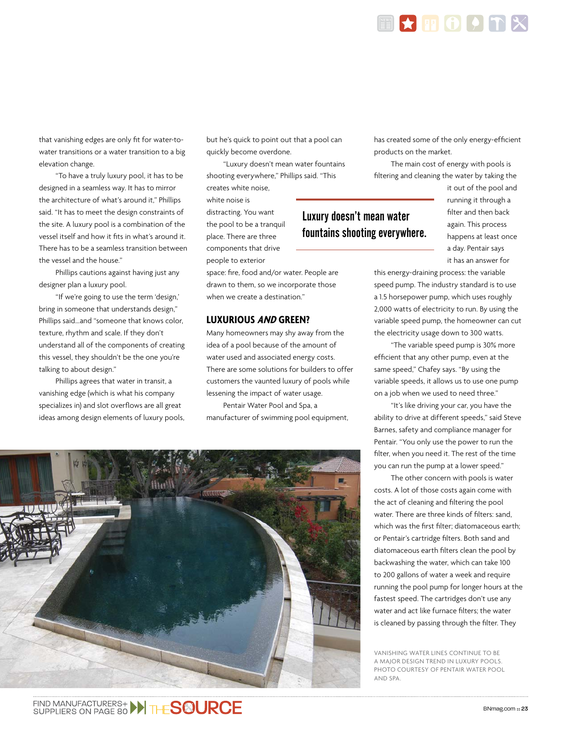that vanishing edges are only fit for water-to-water transitions or a water transition to a big elevation change.

"To have a truly luxury pool, it has to be designed in a seamless way. It has to mirror the architecture of what's around it," Phillips said. "It has to meet the design constraints of the site. A luxury pool is a combination of the vessel itself and how it fits in what's around it. There has to be a seamless transition between the vessel and the house."

Phillips cautions against having just any designer plan a luxury pool.

"If we're going to use the term 'design,' bring in someone that understands design," Phillips said...and "someone that knows color, texture, rhythm and scale. If they don't understand all of the components of creating this vessel, they shouldn't be the one you're talking to about design."

Phillips agrees that water in transit, a vanishing edge (which is what his company specializes in) and slot overflows are all great ideas among design elements of luxury pools, but he's quick to point out that a pool can quickly become overdone.

"Luxury doesn't mean water fountains shooting everywhere," Phillips said. "This creates white noise, white noise is distracting. You want the pool to be a tranquil place. There are three components that drive people to exterior space: fire, food and/or water. People are drawn to them, so we incorporate those when we create a destination."

> Luxury doesn't mean water fountains shooting everywhere.

## LUXURIOUS *AND* GREEN?

Many homeowners may shy away from the idea of a pool because of the amount of water used and associated energy costs. There are some solutions for builders to offer customers the vaunted luxury of pools while lessening the impact of water usage.

Pentair Water Pool and Spa, a manufacturer of swimming pool equipment, has created some of the only energy-efficient products on the market.

The main cost of energy with pools is filtering and cleaning the water by taking the it out of the pool and running it through a filter and then back again. This process happens at least once a day. Pentair says it has an answer for this energy-draining process: the variable speed pump. The industry standard is to use a 1.5 horsepower pump, which uses roughly 2,000 watts of electricity to run. By using the variable speed pump, the homeowner can cut the electricity usage down to 300 watts.

"The variable speed pump is 30% more efficient that any other pump, even at the same speed," Chafey says. "By using the variable speeds, it allows us to use one pump on a job when we used to need three."

"It's like driving your car, you have the ability to drive at different speeds," said Steve Barnes, safety and compliance manager for Pentair. "You only use the power to run the filter, when you need it. The rest of the time you can run the pump at a lower speed."

The other concern with pools is water costs. A lot of those costs again come with the act of cleaning and filtering the pool water. There are three kinds of filters: sand, which was the first filter; diatomaceous earth; or Pentair's cartridge filters. Both sand and diatomaceous earth filters clean the pool by backwashing the water, which can take 100 to 200 gallons of water a week and require running the pool pump for longer hours at the fastest speed. The cartridges don't use any water and act like furnace filters; the water is cleaned by passing through the filter. They

VANISHING WATER LINES CONTINUE TO BE A MAJOR DESIGN TREND IN LUXURY POOLS. PHOTO COURTESY OF PENTAIR WATER POOL AND SPA.

FIND MANUFACTURERS+ SUPPLIERS ON PAGE 80 THE SOURCE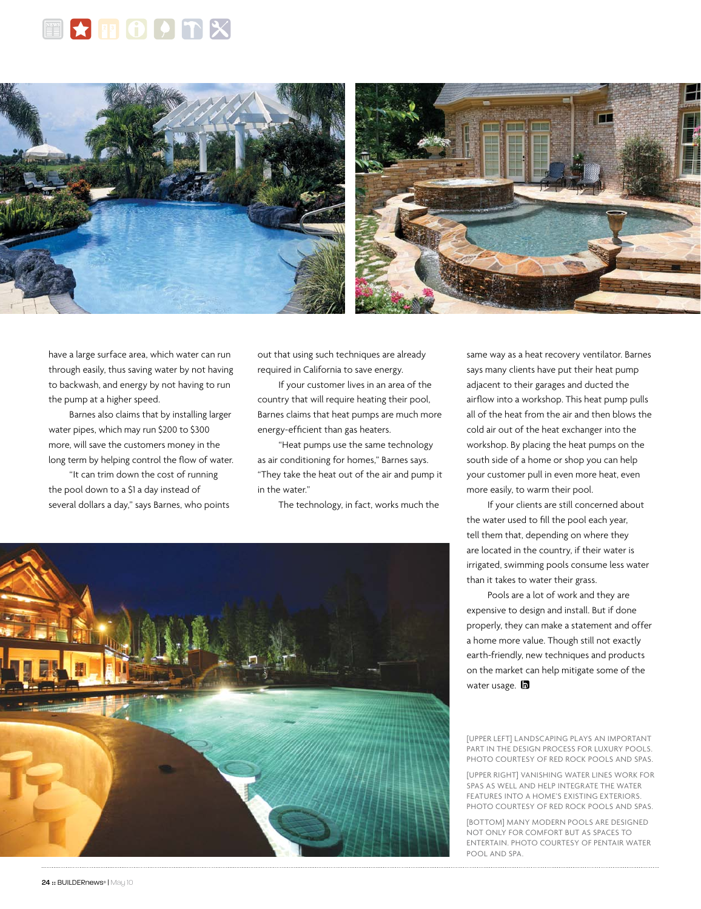have a large surface area, which water can run through easily, thus saving water by not having to backwash, and energy by not having to run the pump at a higher speed.

Barnes also claims that by installing larger water pipes, which may run $200 to $300 more, will save the customers money in the long term by helping control the flow of water.

"It can trim down the cost of running the pool down to a $1 a day instead of several dollars a day," says Barnes, who points out that using such techniques are already required in California to save energy.

If your customer lives in an area of the country that will require heating their pool, Barnes claims that heat pumps are much more energy-efficient than gas heaters.

"Heat pumps use the same technology as air conditioning for homes," Barnes says. "They take the heat out of the air and pump it in the water."

The technology, in fact, works much the same way as a heat recovery ventilator. Barnes says many clients have put their heat pump adjacent to their garages and ducted the airflow into a workshop. This heat pump pulls all of the heat from the air and then blows the cold air out of the heat exchanger into the workshop. By placing the heat pumps on the south side of a home or shop you can help your customer pull in even more heat, even more easily, to warm their pool.

If your clients are still concerned about the water used to fill the pool each year, tell them that, depending on where they are located in the country, if their water is irrigated, swimming pools consume less water than it takes to water their grass.

Pools are a lot of work and they are expensive to design and install. But if done properly, they can make a statement and offer a home more value. Though still not exactly earth-friendly, new techniques and products on the market can help mitigate some of the water usage.

[UPPER LEFT] LANDSCAPING PLAYS AN IMPORTANT PART IN THE DESIGN PROCESS FOR LUXURY POOLS. PHOTO COURTESY OF RED ROCK POOLS AND SPAS.

[UPPER RIGHT] VANISHING WATER LINES WORK FOR SPAS AS WELL AND HELP INTEGRATE THE WATER FEATURES INTO A HOME'S EXISTING EXTERIORS. PHOTO COURTESY OF RED ROCK POOLS AND SPAS.

[BOTTOM] MANY MODERN POOLS ARE DESIGNED NOT ONLY FOR COMFORT BUT AS SPACES TO ENTERTAIN. PHOTO COURTESY OF PENTAIR WATER POOL AND SPA.